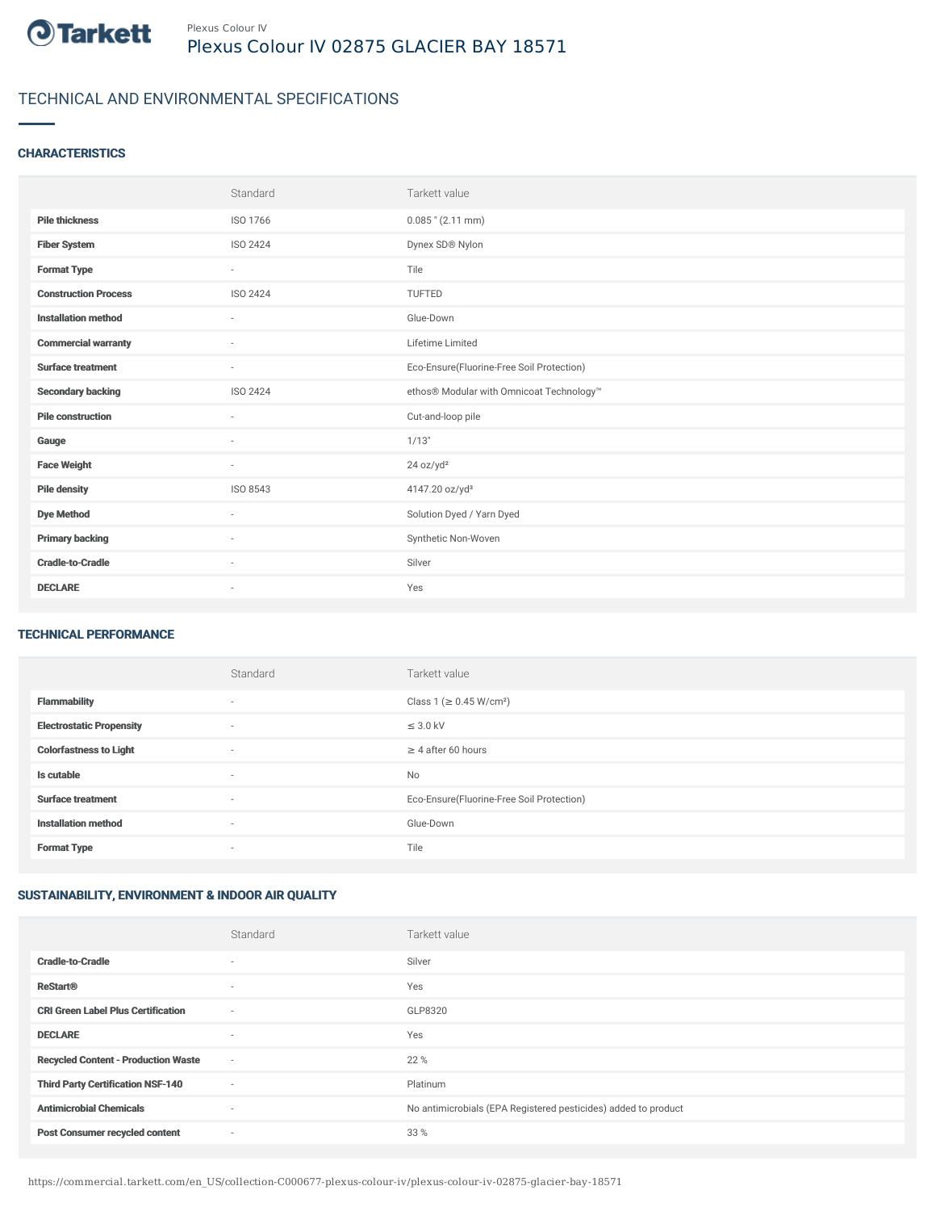Tarkett

Plexus Colour IV

# Plexus Colour IV 02875 GLACIER BAY 18571

## TECHNICAL AND ENVIRONMENTAL SPECIFICATIONS

### CHARACTERISTICS

| | Standard | Tarkett value |
|---|---|---|
| **Pile thickness** | ISO 1766 | 0.085 " (2.11 mm) |
| **Fiber System** | ISO 2424 | Dynex SD® Nylon |
| **Format Type** | - | Tile |
| **Construction Process** | ISO 2424 | TUFTED |
| **Installation method** | - | Glue-Down |
| **Commercial warranty** | - | Lifetime Limited |
| **Surface treatment** | - | Eco-Ensure(Fluorine-Free Soil Protection) |
| **Secondary backing** | ISO 2424 | ethos® Modular with Omnicoat Technology™ |
| **Pile construction** | - | Cut-and-loop pile |
| **Gauge** | - | 1/13" |
| **Face Weight** | - | 24 oz/yd² |
| **Pile density** | ISO 8543 | 4147.20 oz/yd³ |
| **Dye Method** | - | Solution Dyed / Yarn Dyed |
| **Primary backing** | - | Synthetic Non-Woven |
| **Cradle-to-Cradle** | - | Silver |
| **DECLARE** | - | Yes |

### TECHNICAL PERFORMANCE

| | Standard | Tarkett value |
|---|---|---|
| **Flammability** | - | Class 1 (≥ 0.45 W/cm²) |
| **Electrostatic Propensity** | - | ≤ 3.0 kV |
| **Colorfastness to Light** | - | ≥ 4 after 60 hours |
| **Is cutable** | - | No |
| **Surface treatment** | - | Eco-Ensure(Fluorine-Free Soil Protection) |
| **Installation method** | - | Glue-Down |
| **Format Type** | - | Tile |

### SUSTAINABILITY, ENVIRONMENT & INDOOR AIR QUALITY

| | Standard | Tarkett value |
|---|---|---|
| **Cradle-to-Cradle** | - | Silver |
| **ReStart®** | - | Yes |
| **CRI Green Label Plus Certification** | - | GLP8320 |
| **DECLARE** | - | Yes |
| **Recycled Content - Production Waste** | - | 22 % |
| **Third Party Certification NSF-140** | - | Platinum |
| **Antimicrobial Chemicals** | - | No antimicrobials (EPA Registered pesticides) added to product |
| **Post Consumer recycled content** | - | 33 % |

https://commercial.tarkett.com/en_US/collection-C000677-plexus-colour-iv/plexus-colour-iv-02875-glacier-bay-18571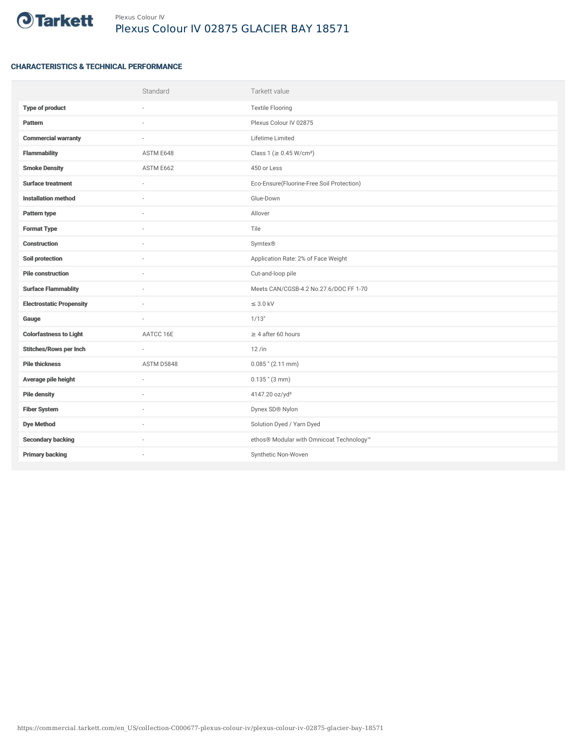Tarkett

Plexus Colour IV

# Plexus Colour IV 02875 GLACIER BAY 18571

## CHARACTERISTICS & TECHNICAL PERFORMANCE

| | Standard | Tarkett value |
|---|---|---|
| **Type of product** | - | Textile Flooring |
| **Pattern** | - | Plexus Colour IV 02875 |
| **Commercial warranty** | - | Lifetime Limited |
| **Flammability** | ASTM E648 | Class 1 (≥ 0.45 W/cm²) |
| **Smoke Density** | ASTM E662 | 450 or Less |
| **Surface treatment** | - | Eco-Ensure(Fluorine-Free Soil Protection) |
| **Installation method** | - | Glue-Down |
| **Pattern type** | - | Allover |
| **Format Type** | - | Tile |
| **Construction** | - | Symtex® |
| **Soil protection** | - | Application Rate: 2% of Face Weight |
| **Pile construction** | - | Cut-and-loop pile |
| **Surface Flammablity** | - | Meets CAN/CGSB-4.2 No.27.6/DOC FF 1-70 |
| **Electrostatic Propensity** | - | ≤ 3.0 kV |
| **Gauge** | - | 1/13" |
| **Colorfastness to Light** | AATCC 16E | ≥ 4 after 60 hours |
| **Stitches/Rows per Inch** | - | 12 /in |
| **Pile thickness** | ASTM D5848 | 0.085 " (2.11 mm) |
| **Average pile height** | - | 0.135 " (3 mm) |
| **Pile density** | - | 4147.20 oz/yd³ |
| **Fiber System** | - | Dynex SD® Nylon |
| **Dye Method** | - | Solution Dyed / Yarn Dyed |
| **Secondary backing** | - | ethos® Modular with Omnicoat Technology™ |
| **Primary backing** | - | Synthetic Non-Woven |

https://commercial.tarkett.com/en_US/collection-C000677-plexus-colour-iv/plexus-colour-iv-02875-glacier-bay-18571